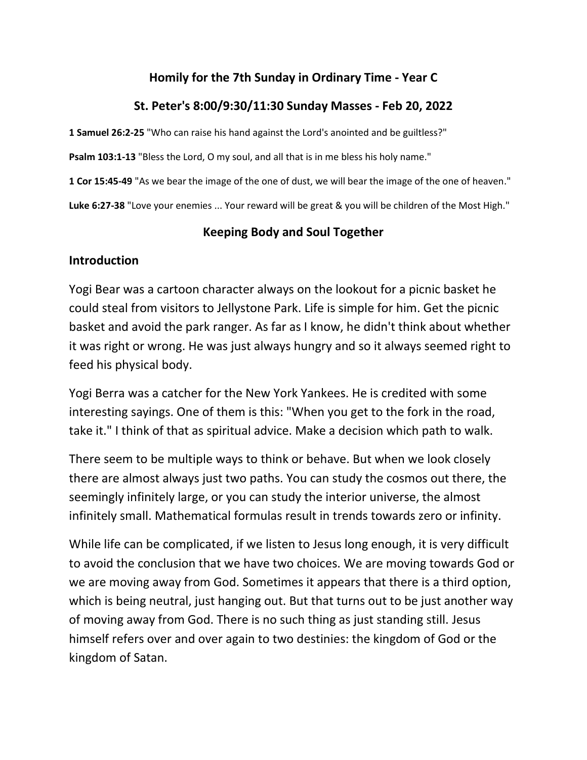# Homily for the 7th Sunday in Ordinary Time - Year C

## St. Peter's 8:00/9:30/11:30 Sunday Masses - Feb 20, 2022

**1 Samuel 26:2-25** "Who can raise his hand against the Lord's anointed and be guiltless?"

**Psalm 103:1-13** "Bless the Lord, O my soul, and all that is in me bless his holy name."

**1 Cor 15:45-49** "As we bear the image of the one of dust, we will bear the image of the one of heaven."

**Luke 6:27-38** "Love your enemies ... Your reward will be great & you will be children of the Most High."

## Keeping Body and Soul Together

### Introduction

Yogi Bear was a cartoon character always on the lookout for a picnic basket he could steal from visitors to Jellystone Park. Life is simple for him. Get the picnic basket and avoid the park ranger. As far as I know, he didn't think about whether it was right or wrong. He was just always hungry and so it always seemed right to feed his physical body.

Yogi Berra was a catcher for the New York Yankees. He is credited with some interesting sayings. One of them is this: "When you get to the fork in the road, take it." I think of that as spiritual advice. Make a decision which path to walk.

There seem to be multiple ways to think or behave. But when we look closely there are almost always just two paths. You can study the cosmos out there, the seemingly infinitely large, or you can study the interior universe, the almost infinitely small. Mathematical formulas result in trends towards zero or infinity.

While life can be complicated, if we listen to Jesus long enough, it is very difficult to avoid the conclusion that we have two choices. We are moving towards God or we are moving away from God. Sometimes it appears that there is a third option, which is being neutral, just hanging out. But that turns out to be just another way of moving away from God. There is no such thing as just standing still. Jesus himself refers over and over again to two destinies: the kingdom of God or the kingdom of Satan.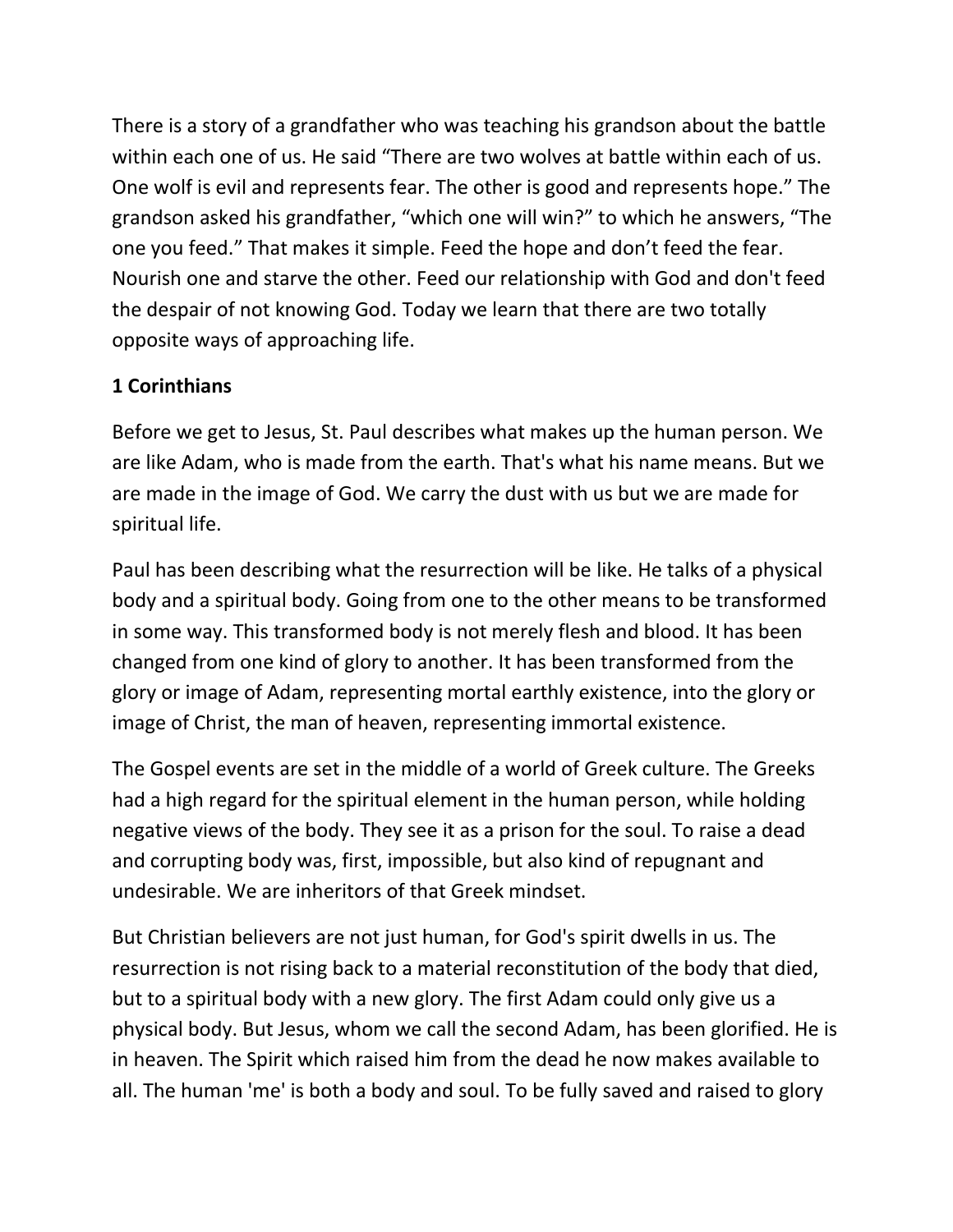There is a story of a grandfather who was teaching his grandson about the battle within each one of us. He said "There are two wolves at battle within each of us. One wolf is evil and represents fear. The other is good and represents hope." The grandson asked his grandfather, "which one will win?" to which he answers, "The one you feed." That makes it simple. Feed the hope and don't feed the fear. Nourish one and starve the other. Feed our relationship with God and don't feed the despair of not knowing God. Today we learn that there are two totally opposite ways of approaching life.

**1 Corinthians**

Before we get to Jesus, St. Paul describes what makes up the human person. We are like Adam, who is made from the earth. That's what his name means. But we are made in the image of God. We carry the dust with us but we are made for spiritual life.

Paul has been describing what the resurrection will be like. He talks of a physical body and a spiritual body. Going from one to the other means to be transformed in some way. This transformed body is not merely flesh and blood. It has been changed from one kind of glory to another. It has been transformed from the glory or image of Adam, representing mortal earthly existence, into the glory or image of Christ, the man of heaven, representing immortal existence.

The Gospel events are set in the middle of a world of Greek culture. The Greeks had a high regard for the spiritual element in the human person, while holding negative views of the body. They see it as a prison for the soul. To raise a dead and corrupting body was, first, impossible, but also kind of repugnant and undesirable. We are inheritors of that Greek mindset.

But Christian believers are not just human, for God's spirit dwells in us. The resurrection is not rising back to a material reconstitution of the body that died, but to a spiritual body with a new glory. The first Adam could only give us a physical body. But Jesus, whom we call the second Adam, has been glorified. He is in heaven. The Spirit which raised him from the dead he now makes available to all. The human 'me' is both a body and soul. To be fully saved and raised to glory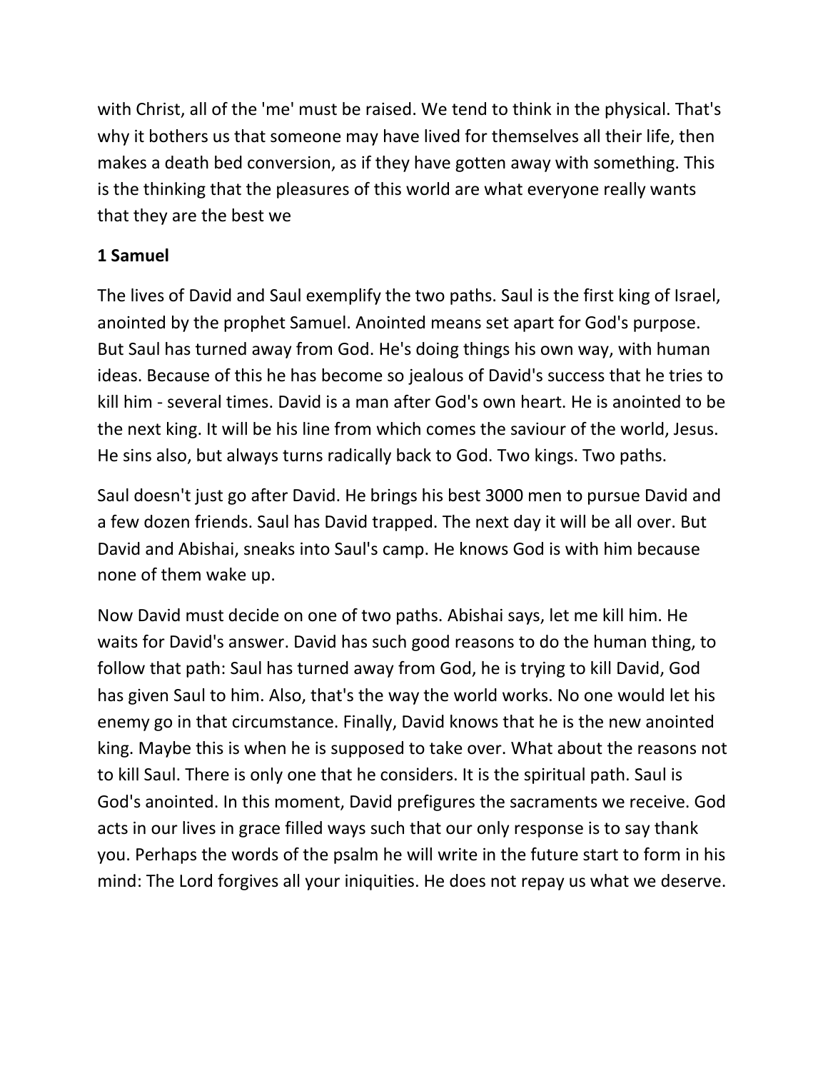with Christ, all of the 'me' must be raised. We tend to think in the physical. That's why it bothers us that someone may have lived for themselves all their life, then makes a death bed conversion, as if they have gotten away with something. This is the thinking that the pleasures of this world are what everyone really wants that they are the best we

**1 Samuel**

The lives of David and Saul exemplify the two paths. Saul is the first king of Israel, anointed by the prophet Samuel. Anointed means set apart for God's purpose. But Saul has turned away from God. He's doing things his own way, with human ideas. Because of this he has become so jealous of David's success that he tries to kill him - several times. David is a man after God's own heart. He is anointed to be the next king. It will be his line from which comes the saviour of the world, Jesus. He sins also, but always turns radically back to God. Two kings. Two paths.

Saul doesn't just go after David. He brings his best 3000 men to pursue David and a few dozen friends. Saul has David trapped. The next day it will be all over. But David and Abishai, sneaks into Saul's camp. He knows God is with him because none of them wake up.

Now David must decide on one of two paths. Abishai says, let me kill him. He waits for David's answer. David has such good reasons to do the human thing, to follow that path: Saul has turned away from God, he is trying to kill David, God has given Saul to him. Also, that's the way the world works. No one would let his enemy go in that circumstance. Finally, David knows that he is the new anointed king. Maybe this is when he is supposed to take over. What about the reasons not to kill Saul. There is only one that he considers. It is the spiritual path. Saul is God's anointed. In this moment, David prefigures the sacraments we receive. God acts in our lives in grace filled ways such that our only response is to say thank you. Perhaps the words of the psalm he will write in the future start to form in his mind: The Lord forgives all your iniquities. He does not repay us what we deserve.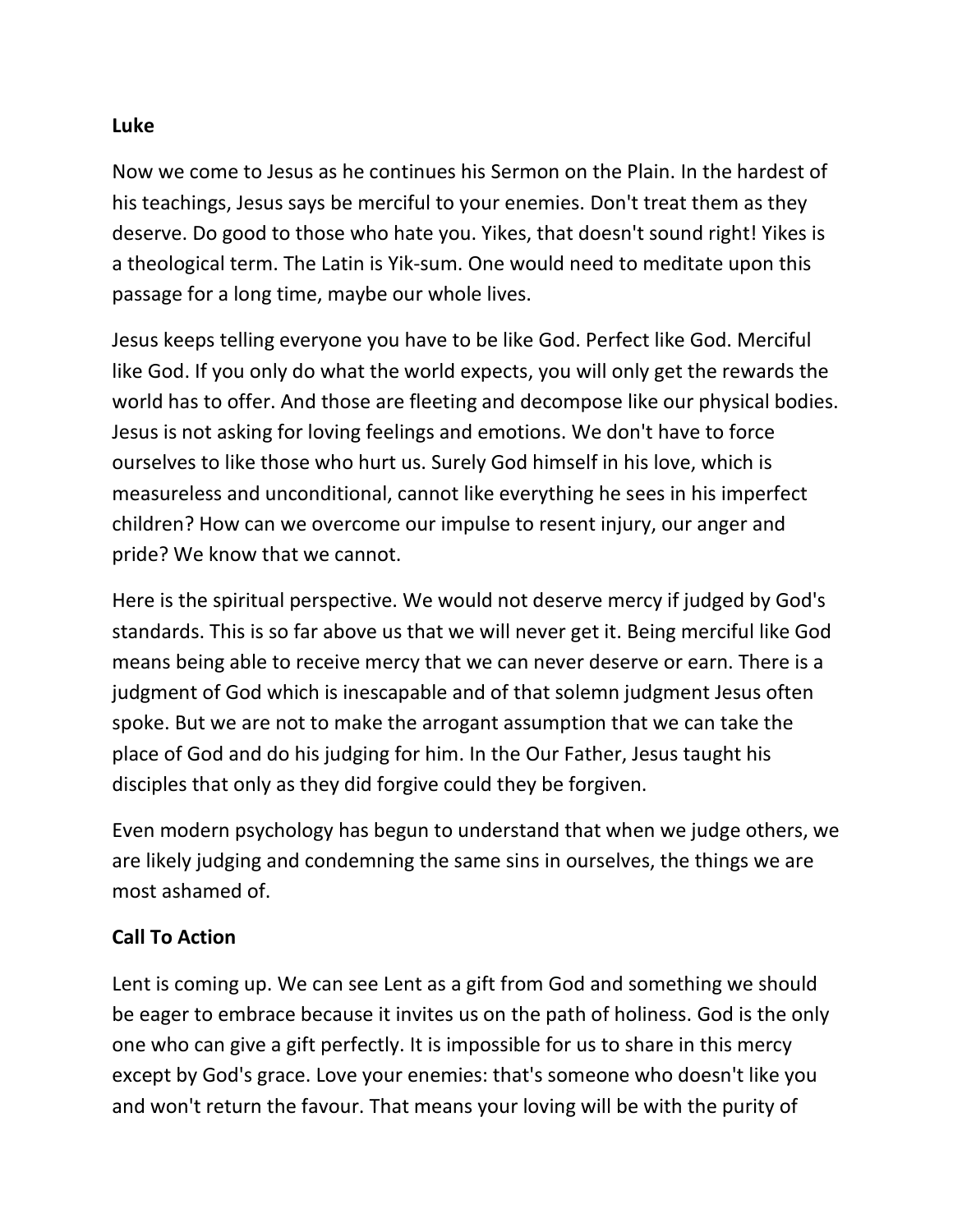**Luke**

Now we come to Jesus as he continues his Sermon on the Plain. In the hardest of his teachings, Jesus says be merciful to your enemies. Don't treat them as they deserve. Do good to those who hate you. Yikes, that doesn't sound right! Yikes is a theological term. The Latin is Yik-sum. One would need to meditate upon this passage for a long time, maybe our whole lives.

Jesus keeps telling everyone you have to be like God. Perfect like God. Merciful like God. If you only do what the world expects, you will only get the rewards the world has to offer. And those are fleeting and decompose like our physical bodies. Jesus is not asking for loving feelings and emotions. We don't have to force ourselves to like those who hurt us. Surely God himself in his love, which is measureless and unconditional, cannot like everything he sees in his imperfect children? How can we overcome our impulse to resent injury, our anger and pride? We know that we cannot.

Here is the spiritual perspective. We would not deserve mercy if judged by God's standards. This is so far above us that we will never get it. Being merciful like God means being able to receive mercy that we can never deserve or earn. There is a judgment of God which is inescapable and of that solemn judgment Jesus often spoke. But we are not to make the arrogant assumption that we can take the place of God and do his judging for him. In the Our Father, Jesus taught his disciples that only as they did forgive could they be forgiven.

Even modern psychology has begun to understand that when we judge others, we are likely judging and condemning the same sins in ourselves, the things we are most ashamed of.

**Call To Action**

Lent is coming up. We can see Lent as a gift from God and something we should be eager to embrace because it invites us on the path of holiness. God is the only one who can give a gift perfectly. It is impossible for us to share in this mercy except by God's grace. Love your enemies: that's someone who doesn't like you and won't return the favour. That means your loving will be with the purity of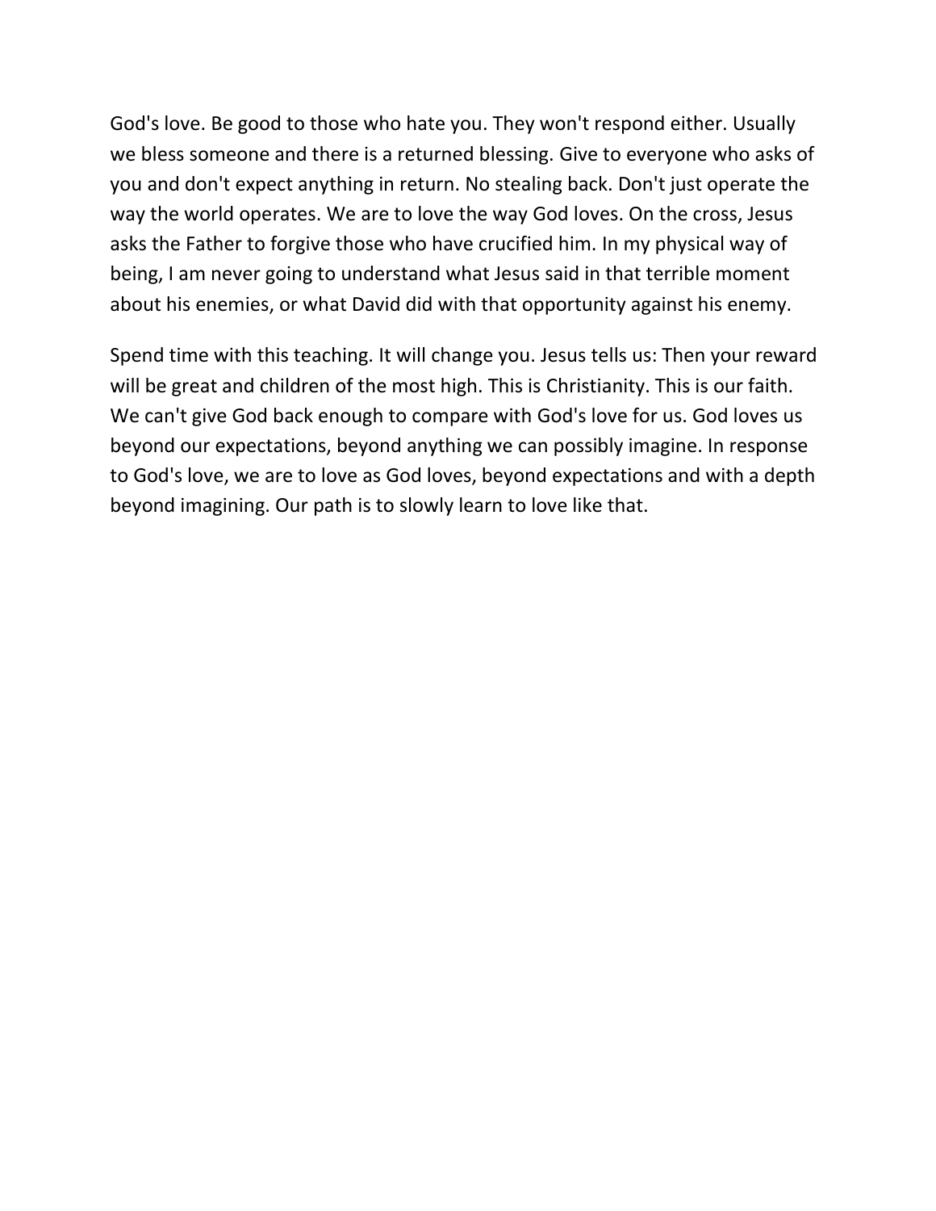God's love. Be good to those who hate you. They won't respond either. Usually we bless someone and there is a returned blessing. Give to everyone who asks of you and don't expect anything in return. No stealing back. Don't just operate the way the world operates. We are to love the way God loves. On the cross, Jesus asks the Father to forgive those who have crucified him. In my physical way of being, I am never going to understand what Jesus said in that terrible moment about his enemies, or what David did with that opportunity against his enemy.

Spend time with this teaching. It will change you. Jesus tells us: Then your reward will be great and children of the most high. This is Christianity. This is our faith. We can't give God back enough to compare with God's love for us. God loves us beyond our expectations, beyond anything we can possibly imagine. In response to God's love, we are to love as God loves, beyond expectations and with a depth beyond imagining. Our path is to slowly learn to love like that.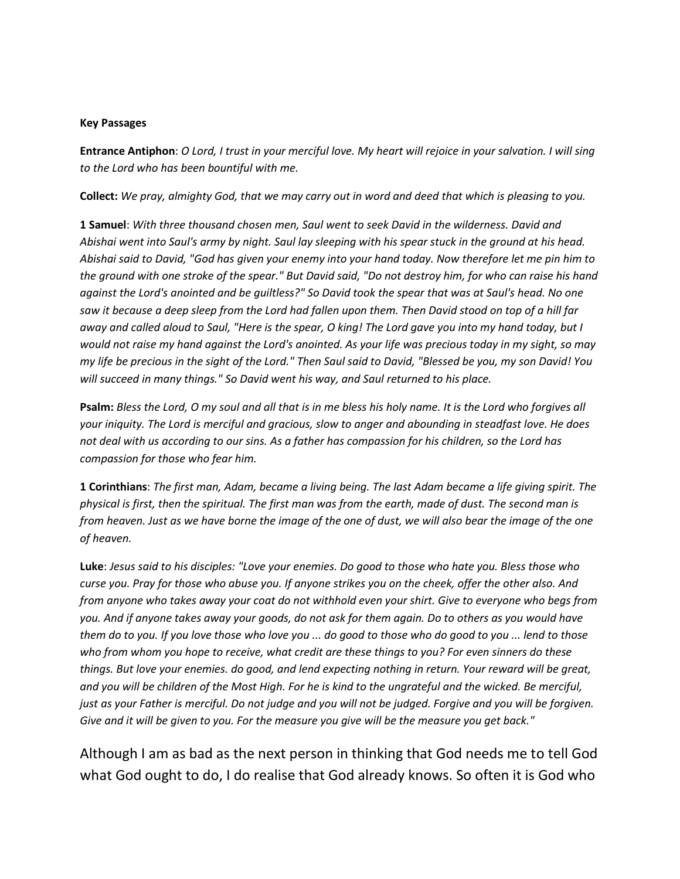**Key Passages**

**Entrance Antiphon**: *O Lord, I trust in your merciful love. My heart will rejoice in your salvation. I will sing to the Lord who has been bountiful with me.*

**Collect:** *We pray, almighty God, that we may carry out in word and deed that which is pleasing to you.*

**1 Samuel**: *With three thousand chosen men, Saul went to seek David in the wilderness. David and Abishai went into Saul's army by night. Saul lay sleeping with his spear stuck in the ground at his head. Abishai said to David, "God has given your enemy into your hand today. Now therefore let me pin him to the ground with one stroke of the spear." But David said, "Do not destroy him, for who can raise his hand against the Lord's anointed and be guiltless?" So David took the spear that was at Saul's head. No one saw it because a deep sleep from the Lord had fallen upon them. Then David stood on top of a hill far away and called aloud to Saul, "Here is the spear, O king! The Lord gave you into my hand today, but I would not raise my hand against the Lord's anointed. As your life was precious today in my sight, so may my life be precious in the sight of the Lord." Then Saul said to David, "Blessed be you, my son David! You will succeed in many things." So David went his way, and Saul returned to his place.*

**Psalm:** *Bless the Lord, O my soul and all that is in me bless his holy name. It is the Lord who forgives all your iniquity. The Lord is merciful and gracious, slow to anger and abounding in steadfast love. He does not deal with us according to our sins. As a father has compassion for his children, so the Lord has compassion for those who fear him.*

**1 Corinthians**: *The first man, Adam, became a living being. The last Adam became a life giving spirit. The physical is first, then the spiritual. The first man was from the earth, made of dust. The second man is from heaven. Just as we have borne the image of the one of dust, we will also bear the image of the one of heaven.*

**Luke**: *Jesus said to his disciples: "Love your enemies. Do good to those who hate you. Bless those who curse you. Pray for those who abuse you. If anyone strikes you on the cheek, offer the other also. And from anyone who takes away your coat do not withhold even your shirt. Give to everyone who begs from you. And if anyone takes away your goods, do not ask for them again. Do to others as you would have them do to you. If you love those who love you ... do good to those who do good to you ... lend to those who from whom you hope to receive, what credit are these things to you? For even sinners do these things. But love your enemies. do good, and lend expecting nothing in return. Your reward will be great, and you will be children of the Most High. For he is kind to the ungrateful and the wicked. Be merciful, just as your Father is merciful. Do not judge and you will not be judged. Forgive and you will be forgiven. Give and it will be given to you. For the measure you give will be the measure you get back."*

Although I am as bad as the next person in thinking that God needs me to tell God what God ought to do, I do realise that God already knows. So often it is God who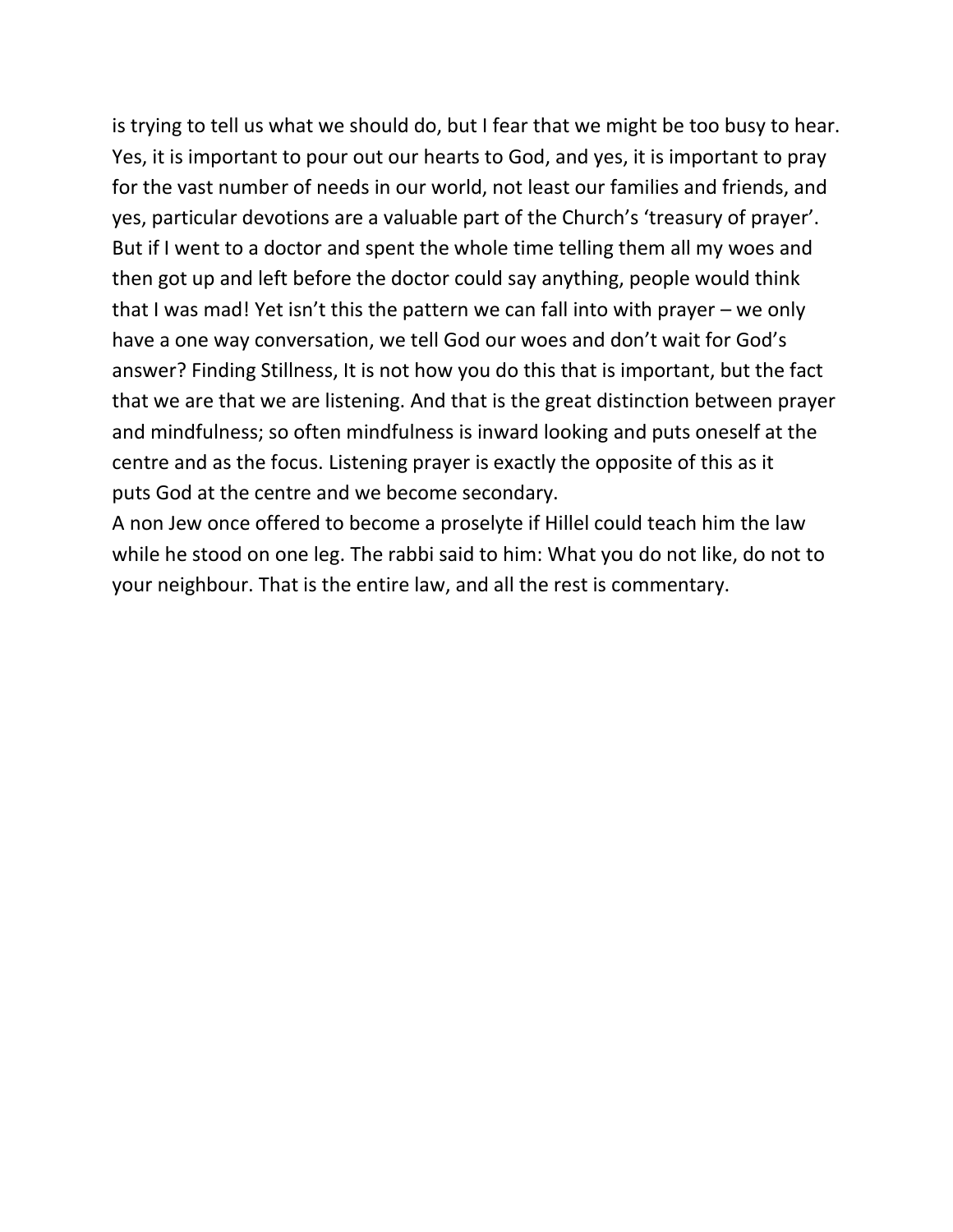is trying to tell us what we should do, but I fear that we might be too busy to hear. Yes, it is important to pour out our hearts to God, and yes, it is important to pray for the vast number of needs in our world, not least our families and friends, and yes, particular devotions are a valuable part of the Church's 'treasury of prayer'. But if I went to a doctor and spent the whole time telling them all my woes and then got up and left before the doctor could say anything, people would think that I was mad! Yet isn't this the pattern we can fall into with prayer – we only have a one way conversation, we tell God our woes and don't wait for God's answer? Finding Stillness, It is not how you do this that is important, but the fact that we are that we are listening. And that is the great distinction between prayer and mindfulness; so often mindfulness is inward looking and puts oneself at the centre and as the focus. Listening prayer is exactly the opposite of this as it puts God at the centre and we become secondary.

A non Jew once offered to become a proselyte if Hillel could teach him the law while he stood on one leg. The rabbi said to him: What you do not like, do not to your neighbour. That is the entire law, and all the rest is commentary.